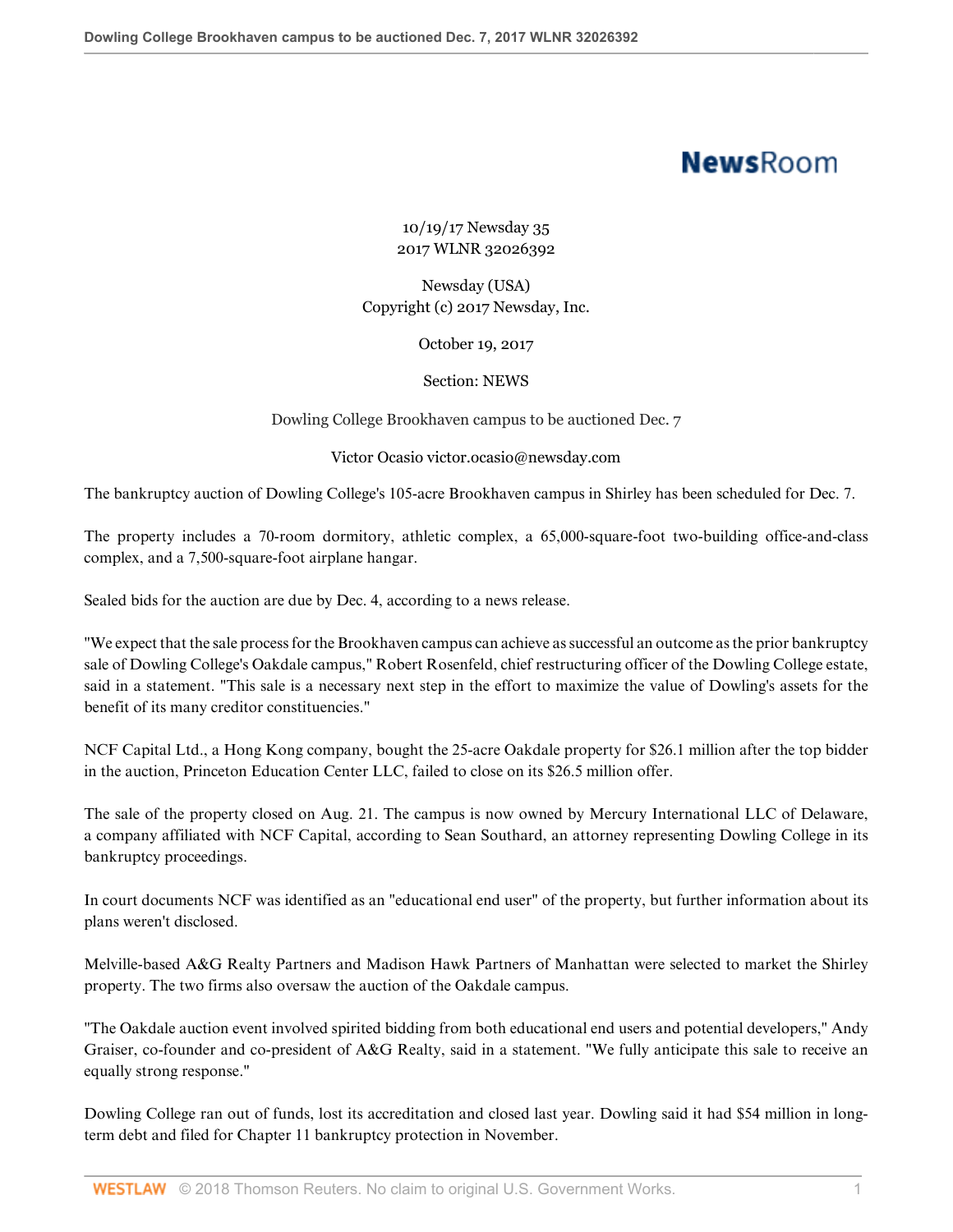10/19/17 Newsday 35
2017 WLNR 32026392

Newsday (USA)
Copyright (c) 2017 Newsday, Inc.

October 19, 2017

Section: NEWS

# Dowling College Brookhaven campus to be auctioned Dec. 7

Victor Ocasio victor.ocasio@newsday.com

The bankruptcy auction of Dowling College's 105-acre Brookhaven campus in Shirley has been scheduled for Dec. 7.

The property includes a 70-room dormitory, athletic complex, a 65,000-square-foot two-building office-and-class complex, and a 7,500-square-foot airplane hangar.

Sealed bids for the auction are due by Dec. 4, according to a news release.

"We expect that the sale process for the Brookhaven campus can achieve as successful an outcome as the prior bankruptcy sale of Dowling College's Oakdale campus," Robert Rosenfeld, chief restructuring officer of the Dowling College estate, said in a statement. "This sale is a necessary next step in the effort to maximize the value of Dowling's assets for the benefit of its many creditor constituencies."

NCF Capital Ltd., a Hong Kong company, bought the 25-acre Oakdale property for $26.1 million after the top bidder in the auction, Princeton Education Center LLC, failed to close on its $26.5 million offer.

The sale of the property closed on Aug. 21. The campus is now owned by Mercury International LLC of Delaware, a company affiliated with NCF Capital, according to Sean Southard, an attorney representing Dowling College in its bankruptcy proceedings.

In court documents NCF was identified as an "educational end user" of the property, but further information about its plans weren't disclosed.

Melville-based A&G Realty Partners and Madison Hawk Partners of Manhattan were selected to market the Shirley property. The two firms also oversaw the auction of the Oakdale campus.

"The Oakdale auction event involved spirited bidding from both educational end users and potential developers," Andy Graiser, co-founder and co-president of A&G Realty, said in a statement. "We fully anticipate this sale to receive an equally strong response."

Dowling College ran out of funds, lost its accreditation and closed last year. Dowling said it had $54 million in long-term debt and filed for Chapter 11 bankruptcy protection in November.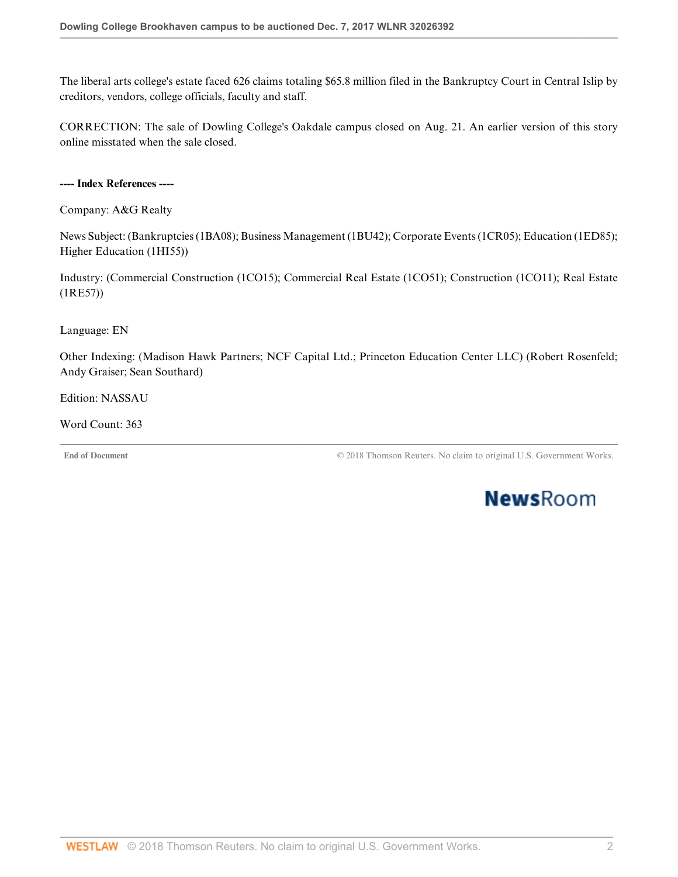The liberal arts college's estate faced 626 claims totaling $65.8 million filed in the Bankruptcy Court in Central Islip by creditors, vendors, college officials, faculty and staff.

CORRECTION: The sale of Dowling College's Oakdale campus closed on Aug. 21. An earlier version of this story online misstated when the sale closed.

**---- Index References ----**

Company: A&G Realty

News Subject: (Bankruptcies (1BA08); Business Management (1BU42); Corporate Events (1CR05); Education (1ED85); Higher Education (1HI55))

Industry: (Commercial Construction (1CO15); Commercial Real Estate (1CO51); Construction (1CO11); Real Estate (1RE57))

Language: EN

Other Indexing: (Madison Hawk Partners; NCF Capital Ltd.; Princeton Education Center LLC) (Robert Rosenfeld; Andy Graiser; Sean Southard)

Edition: NASSAU

Word Count: 363

**End of Document** © 2018 Thomson Reuters. No claim to original U.S. Government Works.